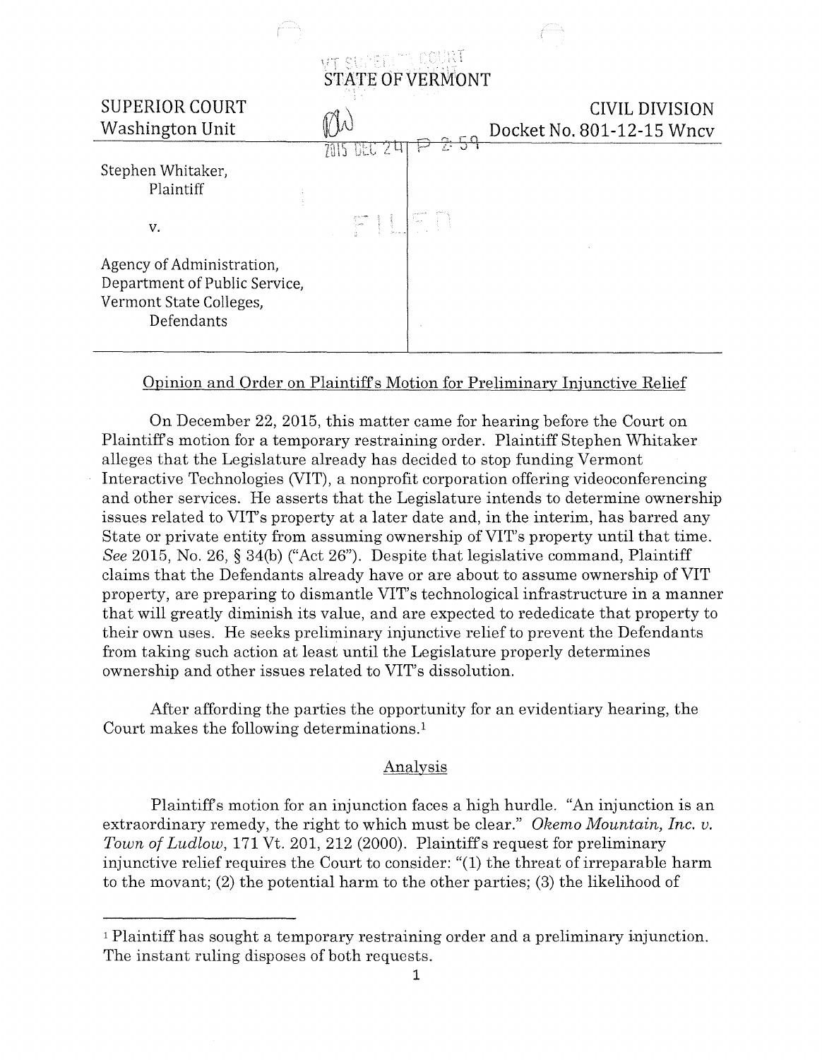STATE OF VERMONT

| SUPERIOR COURT<br>Washington Unit | CIVIL DIVISION<br>Docket No. 801-12-15 Wncv |
|---|---|
| Stephen Whitaker,<br>Plaintiff<br><br>v.<br><br>Agency of Administration,<br>Department of Public Service,<br>Vermont State Colleges,<br>Defendants | |

Opinion and Order on Plaintiff's Motion for Preliminary Injunctive Relief

On December 22, 2015, this matter came for hearing before the Court on Plaintiff's motion for a temporary restraining order. Plaintiff Stephen Whitaker alleges that the Legislature already has decided to stop funding Vermont Interactive Technologies (VIT), a nonprofit corporation offering videoconferencing and other services. He asserts that the Legislature intends to determine ownership issues related to VIT's property at a later date and, in the interim, has barred any State or private entity from assuming ownership of VIT's property until that time. *See* 2015, No. 26, § 34(b) ("Act 26"). Despite that legislative command, Plaintiff claims that the Defendants already have or are about to assume ownership of VIT property, are preparing to dismantle VIT's technological infrastructure in a manner that will greatly diminish its value, and are expected to rededicate that property to their own uses. He seeks preliminary injunctive relief to prevent the Defendants from taking such action at least until the Legislature properly determines ownership and other issues related to VIT's dissolution.

After affording the parties the opportunity for an evidentiary hearing, the Court makes the following determinations.[1]

## Analysis

Plaintiff's motion for an injunction faces a high hurdle. "An injunction is an extraordinary remedy, the right to which must be clear." *Okemo Mountain, Inc. v. Town of Ludlow*, 171 Vt. 201, 212 (2000). Plaintiff's request for preliminary injunctive relief requires the Court to consider: "(1) the threat of irreparable harm to the movant; (2) the potential harm to the other parties; (3) the likelihood of

[1] Plaintiff has sought a temporary restraining order and a preliminary injunction. The instant ruling disposes of both requests.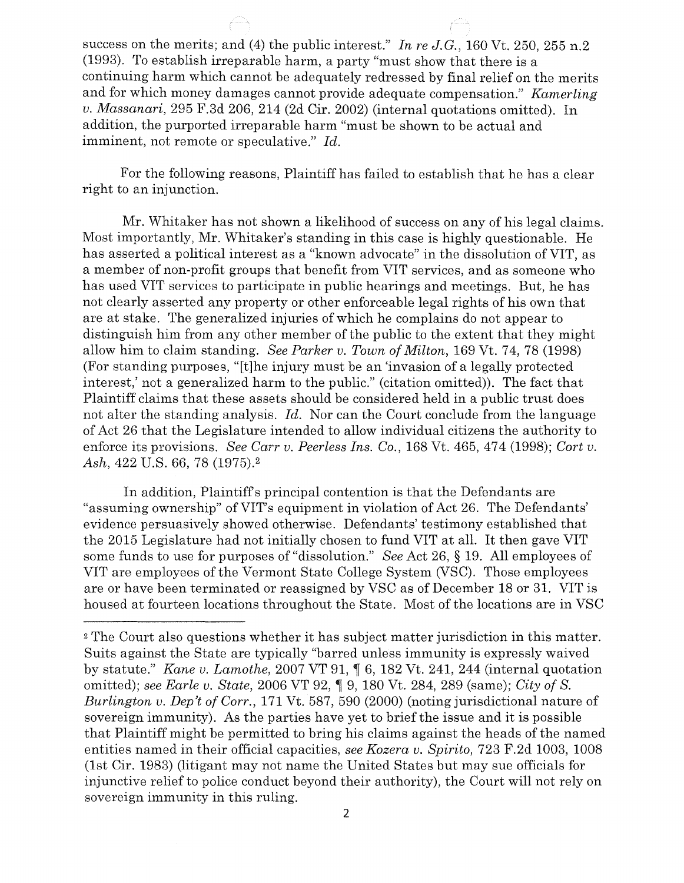success on the merits; and (4) the public interest." *In re J.G.*, 160 Vt. 250, 255 n.2 (1993). To establish irreparable harm, a party "must show that there is a continuing harm which cannot be adequately redressed by final relief on the merits and for which money damages cannot provide adequate compensation." *Kamerling v. Massanari*, 295 F.3d 206, 214 (2d Cir. 2002) (internal quotations omitted). In addition, the purported irreparable harm "must be shown to be actual and imminent, not remote or speculative." *Id.*

For the following reasons, Plaintiff has failed to establish that he has a clear right to an injunction.

Mr. Whitaker has not shown a likelihood of success on any of his legal claims. Most importantly, Mr. Whitaker's standing in this case is highly questionable. He has asserted a political interest as a "known advocate" in the dissolution of VIT, as a member of non-profit groups that benefit from VIT services, and as someone who has used VIT services to participate in public hearings and meetings. But, he has not clearly asserted any property or other enforceable legal rights of his own that are at stake. The generalized injuries of which he complains do not appear to distinguish him from any other member of the public to the extent that they might allow him to claim standing. *See Parker v. Town of Milton*, 169 Vt. 74, 78 (1998) (For standing purposes, "[t]he injury must be an 'invasion of a legally protected interest,' not a generalized harm to the public." (citation omitted)). The fact that Plaintiff claims that these assets should be considered held in a public trust does not alter the standing analysis. *Id.* Nor can the Court conclude from the language of Act 26 that the Legislature intended to allow individual citizens the authority to enforce its provisions. *See Carr v. Peerless Ins. Co.*, 168 Vt. 465, 474 (1998); *Cort v. Ash*, 422 U.S. 66, 78 (1975).[2]

In addition, Plaintiff's principal contention is that the Defendants are "assuming ownership" of VIT's equipment in violation of Act 26. The Defendants' evidence persuasively showed otherwise. Defendants' testimony established that the 2015 Legislature had not initially chosen to fund VIT at all. It then gave VIT some funds to use for purposes of "dissolution." *See* Act 26, § 19. All employees of VIT are employees of the Vermont State College System (VSC). Those employees are or have been terminated or reassigned by VSC as of December 18 or 31. VIT is housed at fourteen locations throughout the State. Most of the locations are in VSC

---

[2] The Court also questions whether it has subject matter jurisdiction in this matter. Suits against the State are typically "barred unless immunity is expressly waived by statute." *Kane v. Lamothe*, 2007 VT 91, ¶ 6, 182 Vt. 241, 244 (internal quotation omitted); *see Earle v. State*, 2006 VT 92, ¶ 9, 180 Vt. 284, 289 (same); *City of S. Burlington v. Dep't of Corr.*, 171 Vt. 587, 590 (2000) (noting jurisdictional nature of sovereign immunity). As the parties have yet to brief the issue and it is possible that Plaintiff might be permitted to bring his claims against the heads of the named entities named in their official capacities, *see Kozera v. Spirito*, 723 F.2d 1003, 1008 (1st Cir. 1983) (litigant may not name the United States but may sue officials for injunctive relief to police conduct beyond their authority), the Court will not rely on sovereign immunity in this ruling.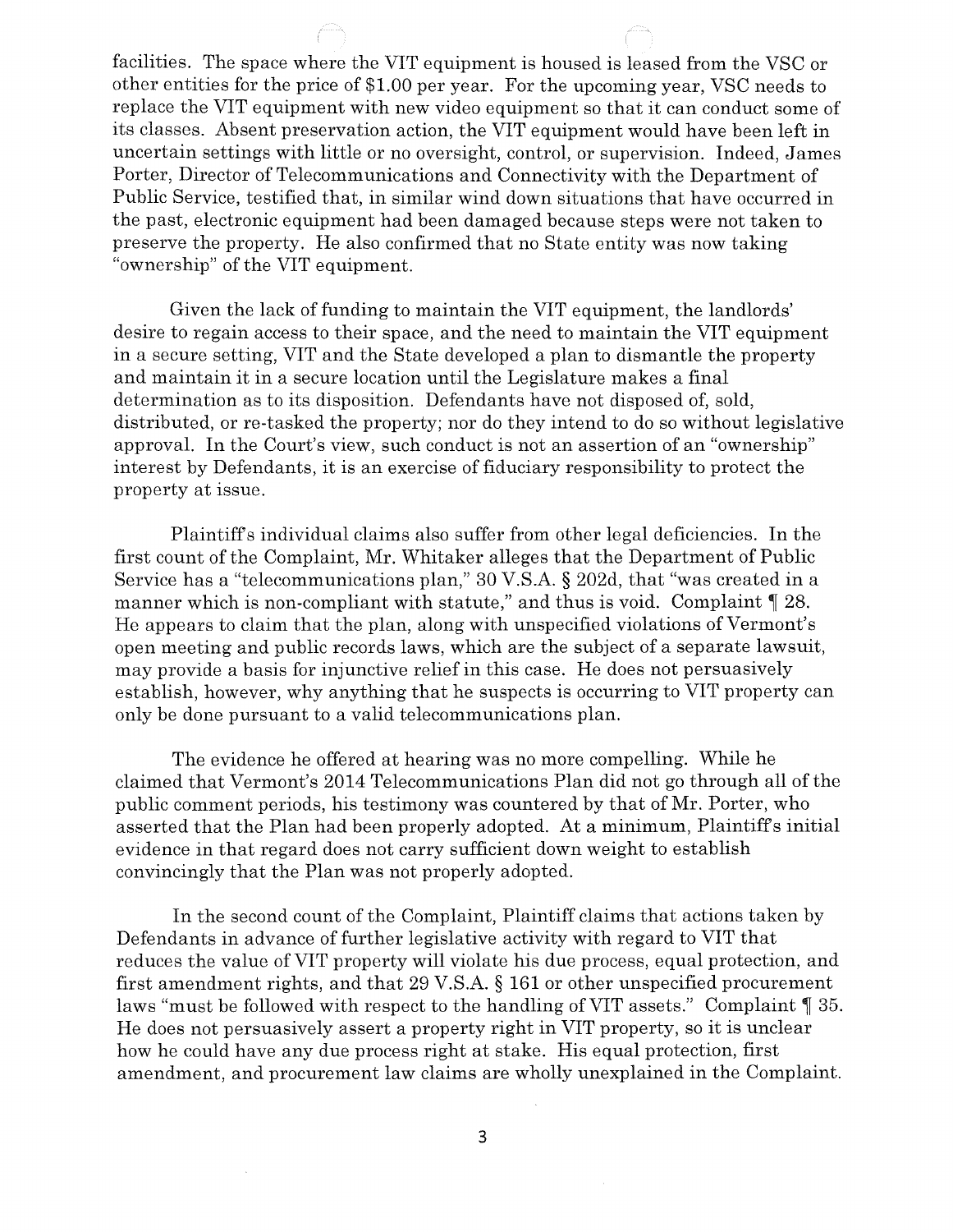facilities. The space where the VIT equipment is housed is leased from the VSC or other entities for the price of $1.00 per year. For the upcoming year, VSC needs to replace the VIT equipment with new video equipment so that it can conduct some of its classes. Absent preservation action, the VIT equipment would have been left in uncertain settings with little or no oversight, control, or supervision. Indeed, James Porter, Director of Telecommunications and Connectivity with the Department of Public Service, testified that, in similar wind down situations that have occurred in the past, electronic equipment had been damaged because steps were not taken to preserve the property. He also confirmed that no State entity was now taking "ownership" of the VIT equipment.

Given the lack of funding to maintain the VIT equipment, the landlords' desire to regain access to their space, and the need to maintain the VIT equipment in a secure setting, VIT and the State developed a plan to dismantle the property and maintain it in a secure location until the Legislature makes a final determination as to its disposition. Defendants have not disposed of, sold, distributed, or re-tasked the property; nor do they intend to do so without legislative approval. In the Court's view, such conduct is not an assertion of an "ownership" interest by Defendants, it is an exercise of fiduciary responsibility to protect the property at issue.

Plaintiff's individual claims also suffer from other legal deficiencies. In the first count of the Complaint, Mr. Whitaker alleges that the Department of Public Service has a "telecommunications plan," 30 V.S.A. § 202d, that "was created in a manner which is non-compliant with statute," and thus is void. Complaint ¶ 28. He appears to claim that the plan, along with unspecified violations of Vermont's open meeting and public records laws, which are the subject of a separate lawsuit, may provide a basis for injunctive relief in this case. He does not persuasively establish, however, why anything that he suspects is occurring to VIT property can only be done pursuant to a valid telecommunications plan.

The evidence he offered at hearing was no more compelling. While he claimed that Vermont's 2014 Telecommunications Plan did not go through all of the public comment periods, his testimony was countered by that of Mr. Porter, who asserted that the Plan had been properly adopted. At a minimum, Plaintiff's initial evidence in that regard does not carry sufficient down weight to establish convincingly that the Plan was not properly adopted.

In the second count of the Complaint, Plaintiff claims that actions taken by Defendants in advance of further legislative activity with regard to VIT that reduces the value of VIT property will violate his due process, equal protection, and first amendment rights, and that 29 V.S.A. § 161 or other unspecified procurement laws "must be followed with respect to the handling of VIT assets." Complaint ¶ 35. He does not persuasively assert a property right in VIT property, so it is unclear how he could have any due process right at stake. His equal protection, first amendment, and procurement law claims are wholly unexplained in the Complaint.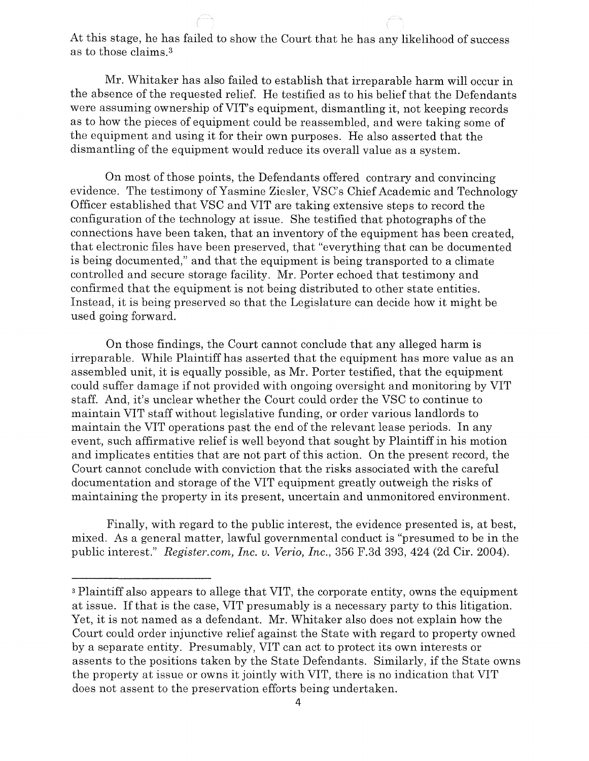At this stage, he has failed to show the Court that he has any likelihood of success as to those claims.[3]

Mr. Whitaker has also failed to establish that irreparable harm will occur in the absence of the requested relief. He testified as to his belief that the Defendants were assuming ownership of VIT's equipment, dismantling it, not keeping records as to how the pieces of equipment could be reassembled, and were taking some of the equipment and using it for their own purposes. He also asserted that the dismantling of the equipment would reduce its overall value as a system.

On most of those points, the Defendants offered contrary and convincing evidence. The testimony of Yasmine Ziesler, VSC's Chief Academic and Technology Officer established that VSC and VIT are taking extensive steps to record the configuration of the technology at issue. She testified that photographs of the connections have been taken, that an inventory of the equipment has been created, that electronic files have been preserved, that "everything that can be documented is being documented," and that the equipment is being transported to a climate controlled and secure storage facility. Mr. Porter echoed that testimony and confirmed that the equipment is not being distributed to other state entities. Instead, it is being preserved so that the Legislature can decide how it might be used going forward.

On those findings, the Court cannot conclude that any alleged harm is irreparable. While Plaintiff has asserted that the equipment has more value as an assembled unit, it is equally possible, as Mr. Porter testified, that the equipment could suffer damage if not provided with ongoing oversight and monitoring by VIT staff. And, it's unclear whether the Court could order the VSC to continue to maintain VIT staff without legislative funding, or order various landlords to maintain the VIT operations past the end of the relevant lease periods. In any event, such affirmative relief is well beyond that sought by Plaintiff in his motion and implicates entities that are not part of this action. On the present record, the Court cannot conclude with conviction that the risks associated with the careful documentation and storage of the VIT equipment greatly outweigh the risks of maintaining the property in its present, uncertain and unmonitored environment.

Finally, with regard to the public interest, the evidence presented is, at best, mixed. As a general matter, lawful governmental conduct is "presumed to be in the public interest." *Register.com, Inc. v. Verio, Inc.*, 356 F.3d 393, 424 (2d Cir. 2004).

---

[3] Plaintiff also appears to allege that VIT, the corporate entity, owns the equipment at issue. If that is the case, VIT presumably is a necessary party to this litigation. Yet, it is not named as a defendant. Mr. Whitaker also does not explain how the Court could order injunctive relief against the State with regard to property owned by a separate entity. Presumably, VIT can act to protect its own interests or assents to the positions taken by the State Defendants. Similarly, if the State owns the property at issue or owns it jointly with VIT, there is no indication that VIT does not assent to the preservation efforts being undertaken.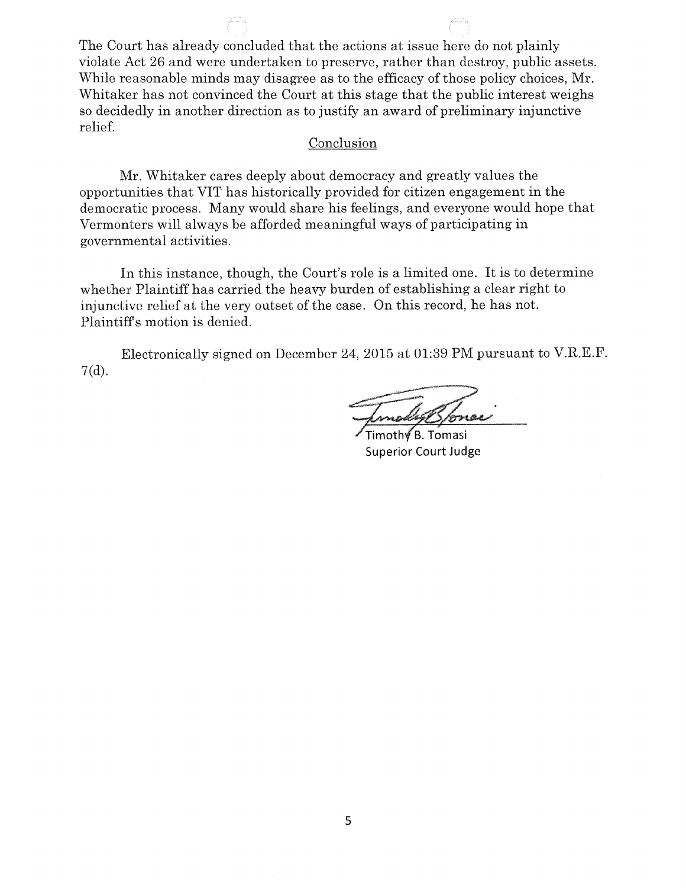The Court has already concluded that the actions at issue here do not plainly violate Act 26 and were undertaken to preserve, rather than destroy, public assets. While reasonable minds may disagree as to the efficacy of those policy choices, Mr. Whitaker has not convinced the Court at this stage that the public interest weighs so decidedly in another direction as to justify an award of preliminary injunctive relief.

## Conclusion

Mr. Whitaker cares deeply about democracy and greatly values the opportunities that VIT has historically provided for citizen engagement in the democratic process. Many would share his feelings, and everyone would hope that Vermonters will always be afforded meaningful ways of participating in governmental activities.

In this instance, though, the Court's role is a limited one. It is to determine whether Plaintiff has carried the heavy burden of establishing a clear right to injunctive relief at the very outset of the case. On this record, he has not. Plaintiff's motion is denied.

Electronically signed on December 24, 2015 at 01:39 PM pursuant to V.R.E.F. 7(d).

Timothy B. Tomasi
Superior Court Judge